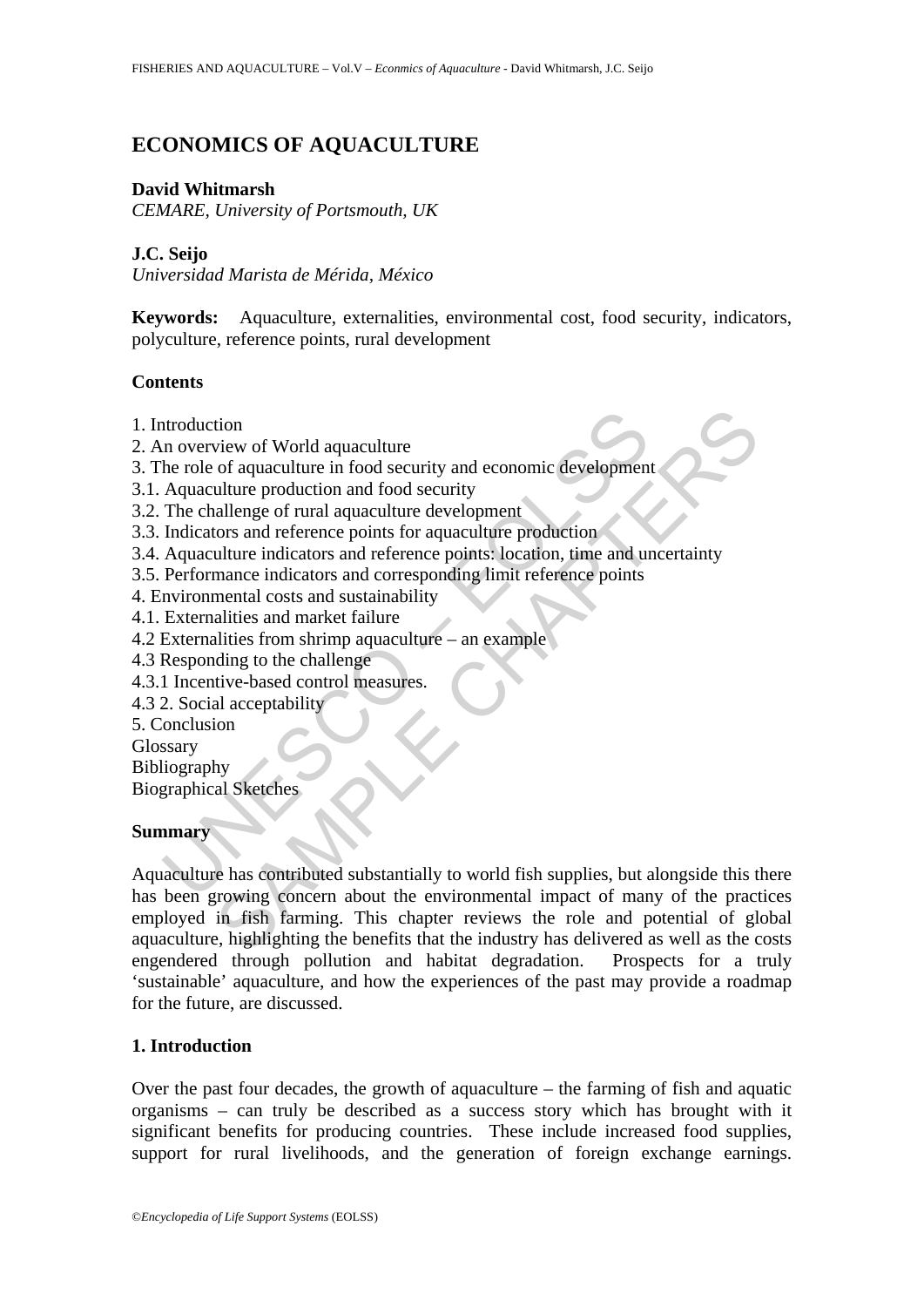# ECONOMICS OF AQUACULTURE

**David Whitmarsh**
*CEMARE, University of Portsmouth, UK*

**J.C. Seijo**
*Universidad Marista de Mérida, México*

**Keywords:** Aquaculture, externalities, environmental cost, food security, indicators, polyculture, reference points, rural development

## Contents

1. Introduction
2. An overview of World aquaculture
3. The role of aquaculture in food security and economic development
3.1. Aquaculture production and food security
3.2. The challenge of rural aquaculture development
3.3. Indicators and reference points for aquaculture production
3.4. Aquaculture indicators and reference points: location, time and uncertainty
3.5. Performance indicators and corresponding limit reference points
4. Environmental costs and sustainability
4.1. Externalities and market failure
4.2 Externalities from shrimp aquaculture – an example
4.3 Responding to the challenge
4.3.1 Incentive-based control measures.
4.3 2. Social acceptability
5. Conclusion
Glossary
Bibliography
Biographical Sketches

## Summary

Aquaculture has contributed substantially to world fish supplies, but alongside this there has been growing concern about the environmental impact of many of the practices employed in fish farming. This chapter reviews the role and potential of global aquaculture, highlighting the benefits that the industry has delivered as well as the costs engendered through pollution and habitat degradation. Prospects for a truly 'sustainable' aquaculture, and how the experiences of the past may provide a roadmap for the future, are discussed.

## 1. Introduction

Over the past four decades, the growth of aquaculture – the farming of fish and aquatic organisms – can truly be described as a success story which has brought with it significant benefits for producing countries. These include increased food supplies, support for rural livelihoods, and the generation of foreign exchange earnings.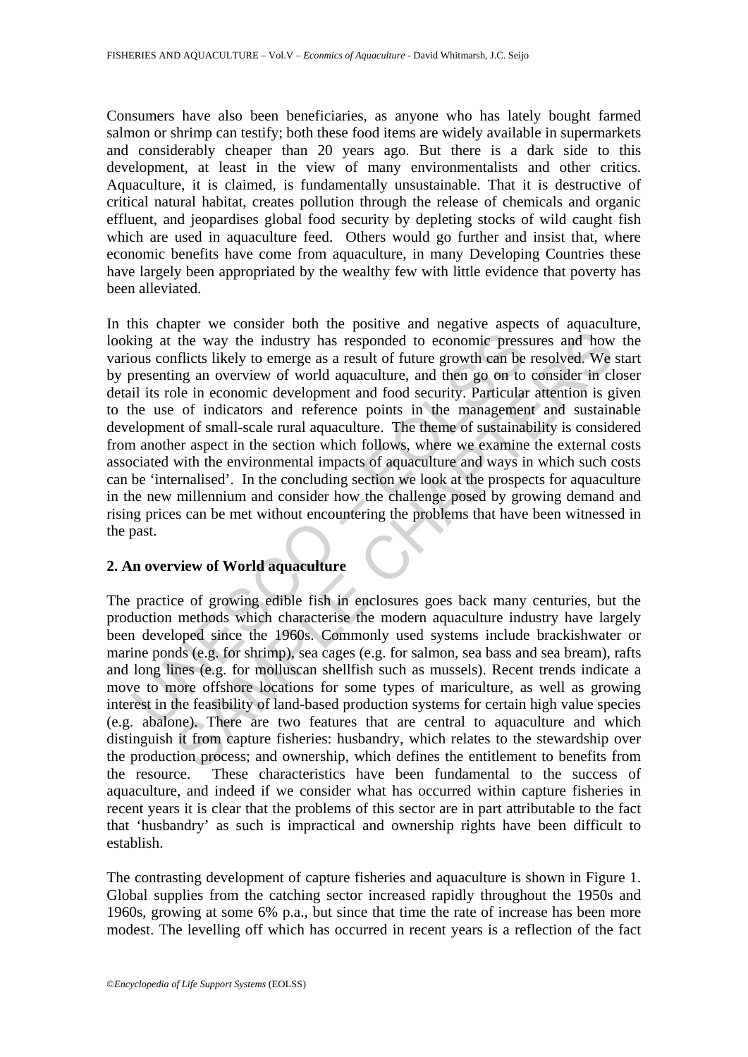Consumers have also been beneficiaries, as anyone who has lately bought farmed salmon or shrimp can testify; both these food items are widely available in supermarkets and considerably cheaper than 20 years ago. But there is a dark side to this development, at least in the view of many environmentalists and other critics. Aquaculture, it is claimed, is fundamentally unsustainable. That it is destructive of critical natural habitat, creates pollution through the release of chemicals and organic effluent, and jeopardises global food security by depleting stocks of wild caught fish which are used in aquaculture feed. Others would go further and insist that, where economic benefits have come from aquaculture, in many Developing Countries these have largely been appropriated by the wealthy few with little evidence that poverty has been alleviated.

In this chapter we consider both the positive and negative aspects of aquaculture, looking at the way the industry has responded to economic pressures and how the various conflicts likely to emerge as a result of future growth can be resolved. We start by presenting an overview of world aquaculture, and then go on to consider in closer detail its role in economic development and food security. Particular attention is given to the use of indicators and reference points in the management and sustainable development of small-scale rural aquaculture. The theme of sustainability is considered from another aspect in the section which follows, where we examine the external costs associated with the environmental impacts of aquaculture and ways in which such costs can be 'internalised'. In the concluding section we look at the prospects for aquaculture in the new millennium and consider how the challenge posed by growing demand and rising prices can be met without encountering the problems that have been witnessed in the past.

## 2. An overview of World aquaculture

The practice of growing edible fish in enclosures goes back many centuries, but the production methods which characterise the modern aquaculture industry have largely been developed since the 1960s. Commonly used systems include brackishwater or marine ponds (e.g. for shrimp), sea cages (e.g. for salmon, sea bass and sea bream), rafts and long lines (e.g. for molluscan shellfish such as mussels). Recent trends indicate a move to more offshore locations for some types of mariculture, as well as growing interest in the feasibility of land-based production systems for certain high value species (e.g. abalone). There are two features that are central to aquaculture and which distinguish it from capture fisheries: husbandry, which relates to the stewardship over the production process; and ownership, which defines the entitlement to benefits from the resource. These characteristics have been fundamental to the success of aquaculture, and indeed if we consider what has occurred within capture fisheries in recent years it is clear that the problems of this sector are in part attributable to the fact that 'husbandry' as such is impractical and ownership rights have been difficult to establish.

The contrasting development of capture fisheries and aquaculture is shown in Figure 1. Global supplies from the catching sector increased rapidly throughout the 1950s and 1960s, growing at some 6% p.a., but since that time the rate of increase has been more modest. The levelling off which has occurred in recent years is a reflection of the fact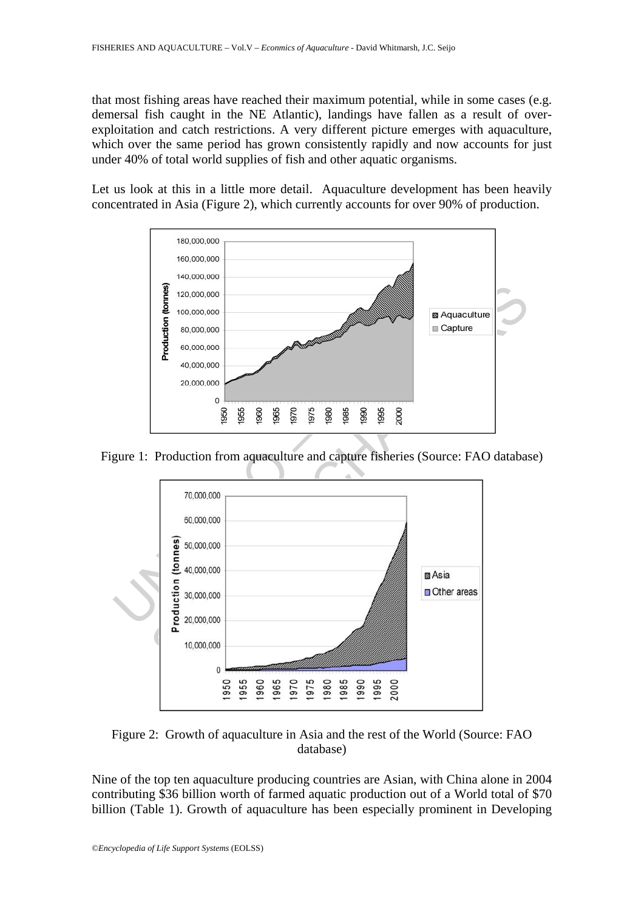that most fishing areas have reached their maximum potential, while in some cases (e.g. demersal fish caught in the NE Atlantic), landings have fallen as a result of over-exploitation and catch restrictions. A very different picture emerges with aquaculture, which over the same period has grown consistently rapidly and now accounts for just under 40% of total world supplies of fish and other aquatic organisms.

Let us look at this in a little more detail. Aquaculture development has been heavily concentrated in Asia (Figure 2), which currently accounts for over 90% of production.

Figure 1: Production from aquaculture and capture fisheries (Source: FAO database)

Figure 2: Growth of aquaculture in Asia and the rest of the World (Source: FAO database)

Nine of the top ten aquaculture producing countries are Asian, with China alone in 2004 contributing \$36 billion worth of farmed aquatic production out of a World total of \$70 billion (Table 1). Growth of aquaculture has been especially prominent in Developing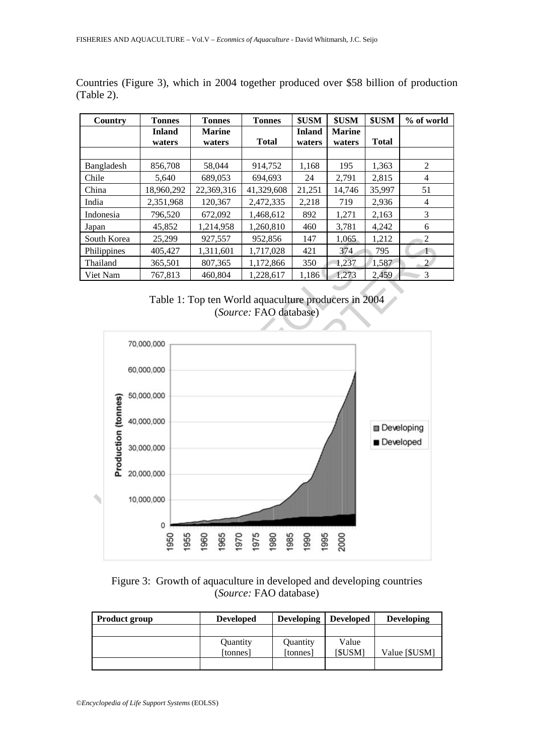Countries (Figure 3), which in 2004 together produced over $58 billion of production (Table 2).

| Country | Tonnes Inland waters | Tonnes Marine waters | Tonnes Total | $USM Inland waters | $USM Marine waters | $USM Total | % of world |
|---|---|---|---|---|---|---|---|
| | | | | | | | |
| Bangladesh | 856,708 | 58,044 | 914,752 | 1,168 | 195 | 1,363 | 2 |
| Chile | 5,640 | 689,053 | 694,693 | 24 | 2,791 | 2,815 | 4 |
| China | 18,960,292 | 22,369,316 | 41,329,608 | 21,251 | 14,746 | 35,997 | 51 |
| India | 2,351,968 | 120,367 | 2,472,335 | 2,218 | 719 | 2,936 | 4 |
| Indonesia | 796,520 | 672,092 | 1,468,612 | 892 | 1,271 | 2,163 | 3 |
| Japan | 45,852 | 1,214,958 | 1,260,810 | 460 | 3,781 | 4,242 | 6 |
| South Korea | 25,299 | 927,557 | 952,856 | 147 | 1,065 | 1,212 | 2 |
| Philippines | 405,427 | 1,311,601 | 1,717,028 | 421 | 374 | 795 | 1 |
| Thailand | 365,501 | 807,365 | 1,172,866 | 350 | 1,237 | 1,587 | 2 |
| Viet Nam | 767,813 | 460,804 | 1,228,617 | 1,186 | 1,273 | 2,459 | 3 |

Table 1: Top ten World aquaculture producers in 2004
(*Source:* FAO database)

Figure 3: Growth of aquaculture in developed and developing countries
(*Source:* FAO database)

| Product group | Developed | Developing | Developed | Developing |
|---|---|---|---|---|
| | | | | |
| | Quantity [tonnes] | Quantity [tonnes] | Value [$USM] | Value [$USM] |
| | | | | |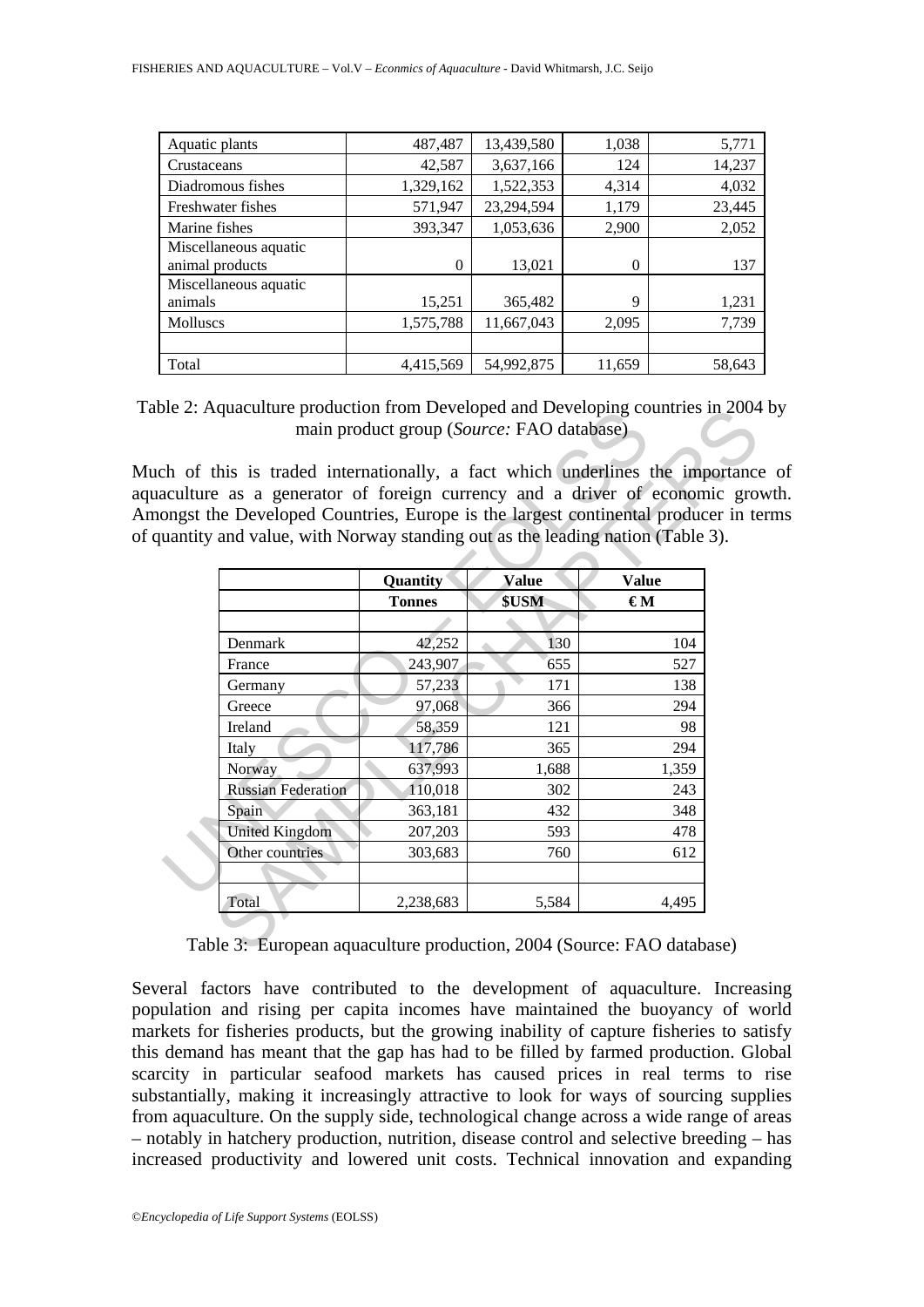| Aquatic plants | 487,487 | 13,439,580 | 1,038 | 5,771 |
|---|---|---|---|---|
| Crustaceans | 42,587 | 3,637,166 | 124 | 14,237 |
| Diadromous fishes | 1,329,162 | 1,522,353 | 4,314 | 4,032 |
| Freshwater fishes | 571,947 | 23,294,594 | 1,179 | 23,445 |
| Marine fishes | 393,347 | 1,053,636 | 2,900 | 2,052 |
| Miscellaneous aquatic animal products | 0 | 13,021 | 0 | 137 |
| Miscellaneous aquatic animals | 15,251 | 365,482 | 9 | 1,231 |
| Molluscs | 1,575,788 | 11,667,043 | 2,095 | 7,739 |
| | | | | |
| Total | 4,415,569 | 54,992,875 | 11,659 | 58,643 |

Table 2: Aquaculture production from Developed and Developing countries in 2004 by main product group (*Source:* FAO database)

Much of this is traded internationally, a fact which underlines the importance of aquaculture as a generator of foreign currency and a driver of economic growth. Amongst the Developed Countries, Europe is the largest continental producer in terms of quantity and value, with Norway standing out as the leading nation (Table 3).

| | Quantity | Value | Value |
|---|---|---|---|
| | Tonnes | $USM | €M |
| | | | |
| Denmark | 42,252 | 130 | 104 |
| France | 243,907 | 655 | 527 |
| Germany | 57,233 | 171 | 138 |
| Greece | 97,068 | 366 | 294 |
| Ireland | 58,359 | 121 | 98 |
| Italy | 117,786 | 365 | 294 |
| Norway | 637,993 | 1,688 | 1,359 |
| Russian Federation | 110,018 | 302 | 243 |
| Spain | 363,181 | 432 | 348 |
| United Kingdom | 207,203 | 593 | 478 |
| Other countries | 303,683 | 760 | 612 |
| | | | |
| Total | 2,238,683 | 5,584 | 4,495 |

Table 3: European aquaculture production, 2004 (Source: FAO database)

Several factors have contributed to the development of aquaculture. Increasing population and rising per capita incomes have maintained the buoyancy of world markets for fisheries products, but the growing inability of capture fisheries to satisfy this demand has meant that the gap has had to be filled by farmed production. Global scarcity in particular seafood markets has caused prices in real terms to rise substantially, making it increasingly attractive to look for ways of sourcing supplies from aquaculture. On the supply side, technological change across a wide range of areas – notably in hatchery production, nutrition, disease control and selective breeding – has increased productivity and lowered unit costs. Technical innovation and expanding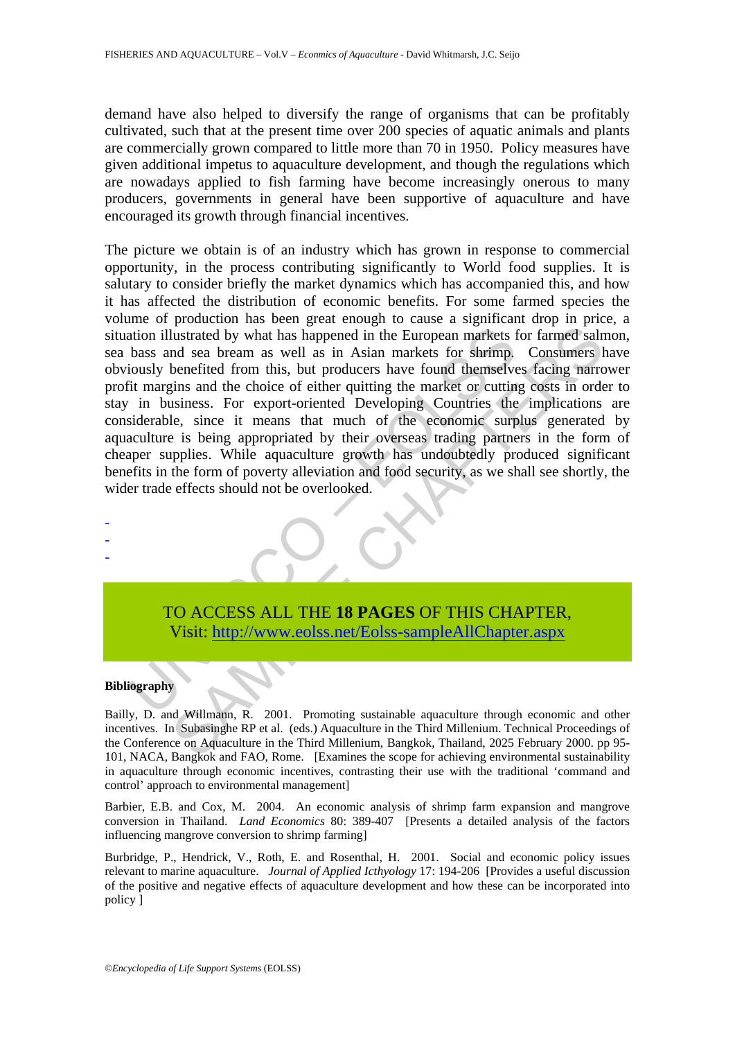demand have also helped to diversify the range of organisms that can be profitably cultivated, such that at the present time over 200 species of aquatic animals and plants are commercially grown compared to little more than 70 in 1950. Policy measures have given additional impetus to aquaculture development, and though the regulations which are nowadays applied to fish farming have become increasingly onerous to many producers, governments in general have been supportive of aquaculture and have encouraged its growth through financial incentives.

The picture we obtain is of an industry which has grown in response to commercial opportunity, in the process contributing significantly to World food supplies. It is salutary to consider briefly the market dynamics which has accompanied this, and how it has affected the distribution of economic benefits. For some farmed species the volume of production has been great enough to cause a significant drop in price, a situation illustrated by what has happened in the European markets for farmed salmon, sea bass and sea bream as well as in Asian markets for shrimp. Consumers have obviously benefited from this, but producers have found themselves facing narrower profit margins and the choice of either quitting the market or cutting costs in order to stay in business. For export-oriented Developing Countries the implications are considerable, since it means that much of the economic surplus generated by aquaculture is being appropriated by their overseas trading partners in the form of cheaper supplies. While aquaculture growth has undoubtedly produced significant benefits in the form of poverty alleviation and food security, as we shall see shortly, the wider trade effects should not be overlooked.

-
-
-

TO ACCESS ALL THE **18 PAGES** OF THIS CHAPTER,
Visit: http://www.eolss.net/Eolss-sampleAllChapter.aspx

**Bibliography**

Bailly, D. and Willmann, R. 2001. Promoting sustainable aquaculture through economic and other incentives. In Subasinghe RP et al. (eds.) Aquaculture in the Third Millenium. Technical Proceedings of the Conference on Aquaculture in the Third Millenium, Bangkok, Thailand, 2025 February 2000. pp 95-101, NACA, Bangkok and FAO, Rome. [Examines the scope for achieving environmental sustainability in aquaculture through economic incentives, contrasting their use with the traditional 'command and control' approach to environmental management]

Barbier, E.B. and Cox, M. 2004. An economic analysis of shrimp farm expansion and mangrove conversion in Thailand. *Land Economics* 80: 389-407 [Presents a detailed analysis of the factors influencing mangrove conversion to shrimp farming]

Burbridge, P., Hendrick, V., Roth, E. and Rosenthal, H. 2001. Social and economic policy issues relevant to marine aquaculture. *Journal of Applied Icthyology* 17: 194-206 [Provides a useful discussion of the positive and negative effects of aquaculture development and how these can be incorporated into policy ]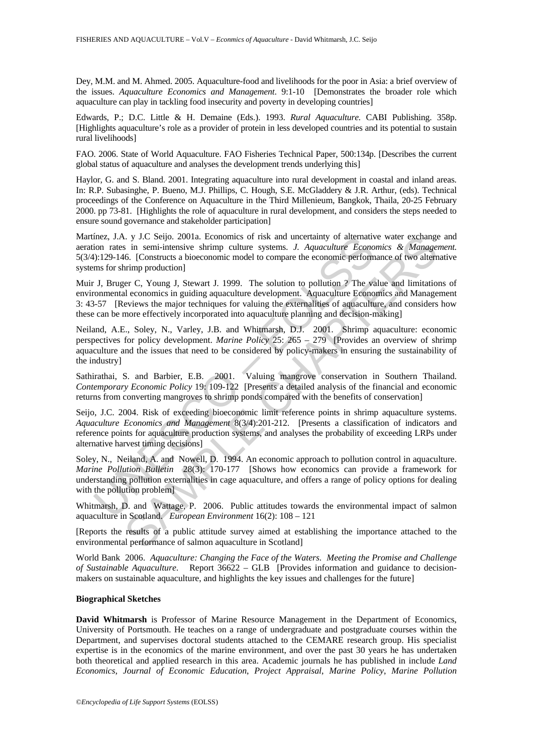Dey, M.M. and M. Ahmed. 2005. Aquaculture-food and livelihoods for the poor in Asia: a brief overview of the issues. *Aquaculture Economics and Management*. 9:1-10 [Demonstrates the broader role which aquaculture can play in tackling food insecurity and poverty in developing countries]

Edwards, P.; D.C. Little & H. Demaine (Eds.). 1993. *Rural Aquaculture.* CABI Publishing. 358p. [Highlights aquaculture's role as a provider of protein in less developed countries and its potential to sustain rural livelihoods]

FAO. 2006. State of World Aquaculture. FAO Fisheries Technical Paper, 500:134p. [Describes the current global status of aquaculture and analyses the development trends underlying this]

Haylor, G. and S. Bland. 2001. Integrating aquaculture into rural development in coastal and inland areas. In: R.P. Subasinghe, P. Bueno, M.J. Phillips, C. Hough, S.E. McGladdery & J.R. Arthur, (eds). Technical proceedings of the Conference on Aquaculture in the Third Millenieum, Bangkok, Thaila, 20-25 February 2000. pp 73-81. [Highlights the role of aquaculture in rural development, and considers the steps needed to ensure sound governance and stakeholder participation]

Martínez, J.A. y J.C Seijo. 2001a. Economics of risk and uncertainty of alternative water exchange and aeration rates in semi-intensive shrimp culture systems. *J. Aquaculture Economics & Management.* 5(3/4):129-146. [Constructs a bioeconomic model to compare the economic performance of two alternative systems for shrimp production]

Muir J, Bruger C, Young J, Stewart J. 1999. The solution to pollution ? The value and limitations of environmental economics in guiding aquaculture development. Aquaculture Economics and Management 3: 43-57 [Reviews the major techniques for valuing the externalities of aquaculture, and considers how these can be more effectively incorporated into aquaculture planning and decision-making]

Neiland, A.E., Soley, N., Varley, J.B. and Whitmarsh, D.J. 2001. Shrimp aquaculture: economic perspectives for policy development. *Marine Policy* 25: 265 – 279 [Provides an overview of shrimp aquaculture and the issues that need to be considered by policy-makers in ensuring the sustainability of the industry]

Sathirathai, S. and Barbier, E.B. 2001. Valuing mangrove conservation in Southern Thailand. *Contemporary Economic Policy* 19: 109-122 [Presents a detailed analysis of the financial and economic returns from converting mangroves to shrimp ponds compared with the benefits of conservation]

Seijo, J.C. 2004. Risk of exceeding bioeconomic limit reference points in shrimp aquaculture systems. *Aquaculture Economics and Management* 8(3/4):201-212. [Presents a classification of indicators and reference points for aquaculture production systems, and analyses the probability of exceeding LRPs under alternative harvest timing decisions]

Soley, N., Neiland, A. and Nowell, D. 1994. An economic approach to pollution control in aquaculture. *Marine Pollution Bulletin* 28(3): 170-177 [Shows how economics can provide a framework for understanding pollution externalities in cage aquaculture, and offers a range of policy options for dealing with the pollution problem]

Whitmarsh, D. and Wattage, P. 2006. Public attitudes towards the environmental impact of salmon aquaculture in Scotland. *European Environment* 16(2): 108 – 121

[Reports the results of a public attitude survey aimed at establishing the importance attached to the environmental performance of salmon aquaculture in Scotland]

World Bank 2006. *Aquaculture: Changing the Face of the Waters. Meeting the Promise and Challenge of Sustainable Aquaculture.* Report 36622 – GLB [Provides information and guidance to decision-makers on sustainable aquaculture, and highlights the key issues and challenges for the future]

**Biographical Sketches**

**David Whitmarsh** is Professor of Marine Resource Management in the Department of Economics, University of Portsmouth. He teaches on a range of undergraduate and postgraduate courses within the Department, and supervises doctoral students attached to the CEMARE research group. His specialist expertise is in the economics of the marine environment, and over the past 30 years he has undertaken both theoretical and applied research in this area. Academic journals he has published in include *Land Economics*, *Journal of Economic Education*, *Project Appraisal*, *Marine Policy*, *Marine Pollution*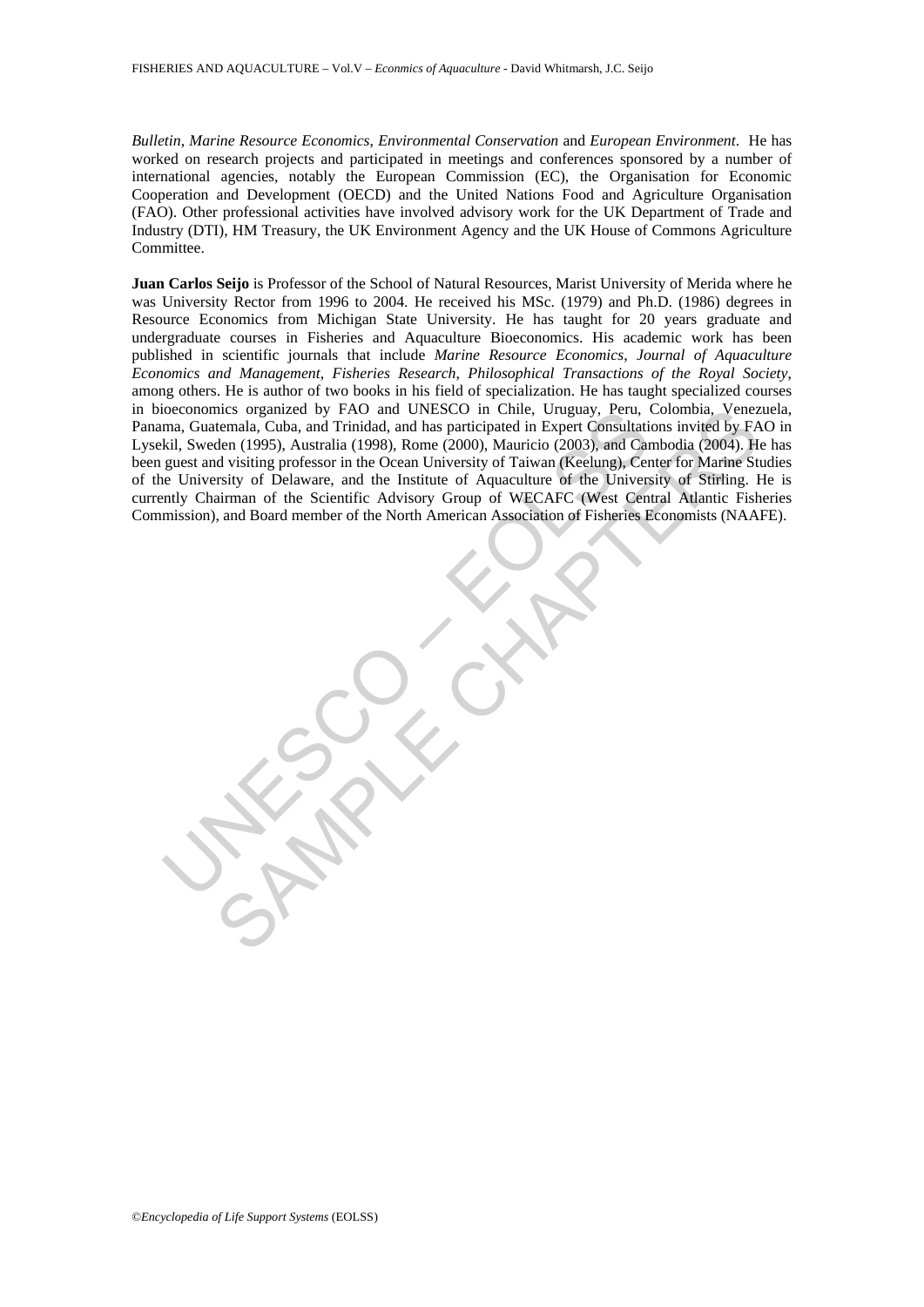*Bulletin*, *Marine Resource Economics*, *Environmental Conservation* and *European Environment*. He has worked on research projects and participated in meetings and conferences sponsored by a number of international agencies, notably the European Commission (EC), the Organisation for Economic Cooperation and Development (OECD) and the United Nations Food and Agriculture Organisation (FAO). Other professional activities have involved advisory work for the UK Department of Trade and Industry (DTI), HM Treasury, the UK Environment Agency and the UK House of Commons Agriculture Committee.

**Juan Carlos Seijo** is Professor of the School of Natural Resources, Marist University of Merida where he was University Rector from 1996 to 2004. He received his MSc. (1979) and Ph.D. (1986) degrees in Resource Economics from Michigan State University. He has taught for 20 years graduate and undergraduate courses in Fisheries and Aquaculture Bioeconomics. His academic work has been published in scientific journals that include *Marine Resource Economics*, *Journal of Aquaculture Economics and Management*, *Fisheries Research*, *Philosophical Transactions of the Royal Society*, among others. He is author of two books in his field of specialization. He has taught specialized courses in bioeconomics organized by FAO and UNESCO in Chile, Uruguay, Peru, Colombia, Venezuela, Panama, Guatemala, Cuba, and Trinidad, and has participated in Expert Consultations invited by FAO in Lysekil, Sweden (1995), Australia (1998), Rome (2000), Mauricio (2003), and Cambodia (2004). He has been guest and visiting professor in the Ocean University of Taiwan (Keelung), Center for Marine Studies of the University of Delaware, and the Institute of Aquaculture of the University of Stirling. He is currently Chairman of the Scientific Advisory Group of WECAFC (West Central Atlantic Fisheries Commission), and Board member of the North American Association of Fisheries Economists (NAAFE).